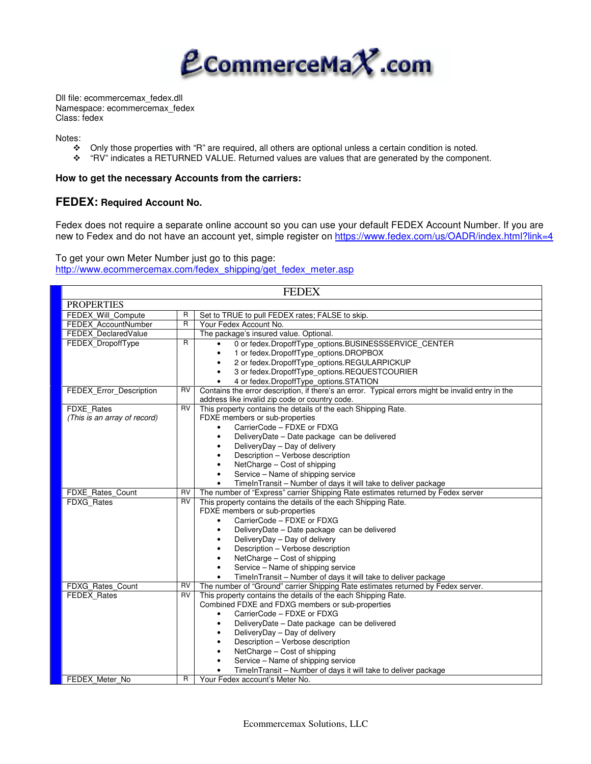# eCommerceMaX.com

Dll file: ecommercemax_fedex.dll
Namespace: ecommercemax_fedex
Class: fedex

Notes:

- Only those properties with "R" are required, all others are optional unless a certain condition is noted.
- "RV" indicates a RETURNED VALUE. Returned values are values that are generated by the component.

**How to get the necessary Accounts from the carriers:**

## FEDEX: Required Account No.

Fedex does not require a separate online account so you can use your default FEDEX Account Number. If you are new to Fedex and do not have an account yet, simple register on https://www.fedex.com/us/OADR/index.html?link=4

To get your own Meter Number just go to this page:
http://www.ecommercemax.com/fedex_shipping/get_fedex_meter.asp

| FEDEX | | |
|---|---|---|
| PROPERTIES | | |
| FEDEX_Will_Compute | R | Set to TRUE to pull FEDEX rates; FALSE to skip. |
| FEDEX_AccountNumber | R | Your Fedex Account No. |
| FEDEX_DeclaredValue | | The package's insured value. Optional. |
| FEDEX_DropoffType | R | • 0 or fedex.DropoffType_options.BUSINESSSERVICE_CENTER<br>• 1 or fedex.DropoffType_options.DROPBOX<br>• 2 or fedex.DropoffType_options.REGULARPICKUP<br>• 3 or fedex.DropoffType_options.REQUESTCOURIER<br>• 4 or fedex.DropoffType_options.STATION |
| FEDEX_Error_Description | RV | Contains the error description, if there's an error. Typical errors might be invalid entry in the address like invalid zip code or country code. |
| FDXE_Rates<br>*(This is an array of record)* | RV | This property contains the details of the each Shipping Rate.<br>FDXE members or sub-properties<br>• CarrierCode – FDXE or FDXG<br>• DeliveryDate – Date package can be delivered<br>• DeliveryDay – Day of delivery<br>• Description – Verbose description<br>• NetCharge – Cost of shipping<br>• Service – Name of shipping service<br>• TimeInTransit – Number of days it will take to deliver package |
| FDXE_Rates_Count | RV | The number of "Express" carrier Shipping Rate estimates returned by Fedex server |
| FDXG_Rates | RV | This property contains the details of the each Shipping Rate.<br>FDXE members or sub-properties<br>• CarrierCode – FDXE or FDXG<br>• DeliveryDate – Date package can be delivered<br>• DeliveryDay – Day of delivery<br>• Description – Verbose description<br>• NetCharge – Cost of shipping<br>• Service – Name of shipping service<br>• TimeInTransit – Number of days it will take to deliver package |
| FDXG_Rates_Count | RV | The number of "Ground" carrier Shipping Rate estimates returned by Fedex server. |
| FEDEX_Rates | RV | This property contains the details of the each Shipping Rate.<br>Combined FDXE and FDXG members or sub-properties<br>• CarrierCode – FDXE or FDXG<br>• DeliveryDate – Date package can be delivered<br>• DeliveryDay – Day of delivery<br>• Description – Verbose description<br>• NetCharge – Cost of shipping<br>• Service – Name of shipping service<br>• TimeInTransit – Number of days it will take to deliver package |
| FEDEX_Meter_No | R | Your Fedex account's Meter No. |

Ecommercemax Solutions, LLC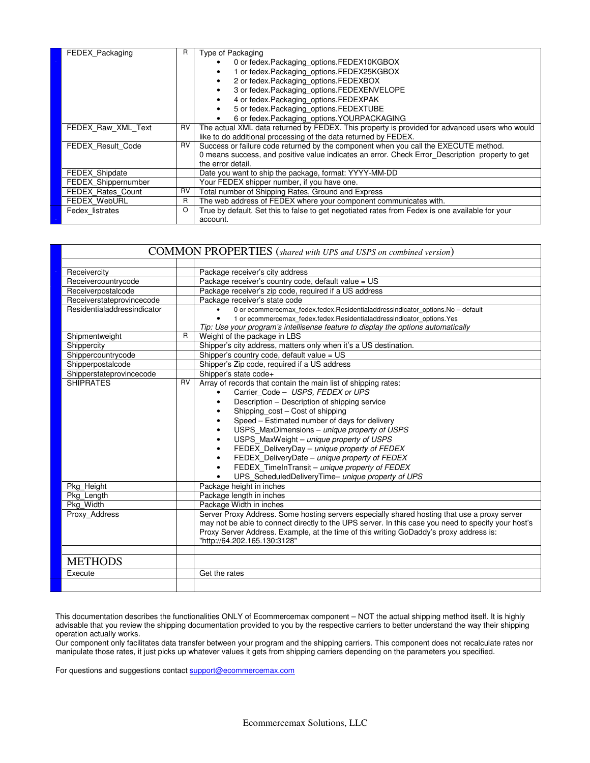| | | |
|---|---|---|
| FEDEX_Packaging | R | Type of Packaging<br>• 0 or fedex.Packaging_options.FEDEX10KGBOX<br>• 1 or fedex.Packaging_options.FEDEX25KGBOX<br>• 2 or fedex.Packaging_options.FEDEXBOX<br>• 3 or fedex.Packaging_options.FEDEXENVELOPE<br>• 4 or fedex.Packaging_options.FEDEXPAK<br>• 5 or fedex.Packaging_options.FEDEXTUBE<br>• 6 or fedex.Packaging_options.YOURPACKAGING |
| FEDEX_Raw_XML_Text | RV | The actual XML data returned by FEDEX. This property is provided for advanced users who would like to do additional processing of the data returned by FEDEX. |
| FEDEX_Result_Code | RV | Success or failure code returned by the component when you call the EXECUTE method.<br>0 means success, and positive value indicates an error. Check Error_Description property to get the error detail. |
| FEDEX_Shipdate | | Date you want to ship the package, format: YYYY-MM-DD |
| FEDEX_Shippernumber | | Your FEDEX shipper number, if you have one. |
| FEDEX_Rates_Count | RV | Total number of Shipping Rates, Ground and Express |
| FEDEX_WebURL | R | The web address of FEDEX where your component communicates with. |
| Fedex_listrates | O | True by default. Set this to false to get negotiated rates from Fedex is one available for your account. |

| COMMON PROPERTIES (*shared with UPS and USPS on combined version*) | | |
|---|---|---|
| | | |
| Receivercity | | Package receiver's city address |
| Receivercountrycode | | Package receiver's country code, default value = US |
| Receiverpostalcode | | Package receiver's zip code, required if a US address |
| Receiverstateprovincecode | | Package receiver's state code |
| Residentialaddressindicator | | • 0 or ecommercemax_fedex.fedex.Residentialaddressindicator_options.No – default<br>• 1 or ecommercemax_fedex.fedex.Residentialaddressindicator_options.Yes<br>*Tip: Use your program's intellisense feature to display the options automatically* |
| Shipmentweight | R | Weight of the package in LBS |
| Shippercity | | Shipper's city address, matters only when it's a US destination. |
| Shippercountrycode | | Shipper's country code, default value = US |
| Shipperpostalcode | | Shipper's Zip code, required if a US address |
| Shipperstateprovincecode | | Shipper's state code+ |
| SHIPRATES | RV | Array of records that contain the main list of shipping rates:<br>• Carrier_Code – *USPS, FEDEX or UPS*<br>• Description – Description of shipping service<br>• Shipping_cost – Cost of shipping<br>• Speed – Estimated number of days for delivery<br>• USPS_MaxDimensions – *unique property of USPS*<br>• USPS_MaxWeight – *unique property of USPS*<br>• FEDEX_DeliveryDay – *unique property of FEDEX*<br>• FEDEX_DeliveryDate – *unique property of FEDEX*<br>• FEDEX_TimeInTransit – *unique property of FEDEX*<br>• UPS_ScheduledDeliveryTime– *unique property of UPS* |
| Pkg_Height | | Package height in inches |
| Pkg_Length | | Package length in inches |
| Pkg_Width | | Package Width in inches |
| Proxy_Address | | Server Proxy Address. Some hosting servers especially shared hosting that use a proxy server may not be able to connect directly to the UPS server. In this case you need to specify your host's Proxy Server Address. Example, at the time of this writing GoDaddy's proxy address is: "http://64.202.165.130:3128" |
| | | |
| **METHODS** | | |
| Execute | | Get the rates |
| | | |

This documentation describes the functionalities ONLY of Ecommercemax component – NOT the actual shipping method itself. It is highly advisable that you review the shipping documentation provided to you by the respective carriers to better understand the way their shipping operation actually works.
Our component only facilitates data transfer between your program and the shipping carriers. This component does not recalculate rates nor manipulate those rates, it just picks up whatever values it gets from shipping carriers depending on the parameters you specified.

For questions and suggestions contact support@ecommercemax.com

Ecommercemax Solutions, LLC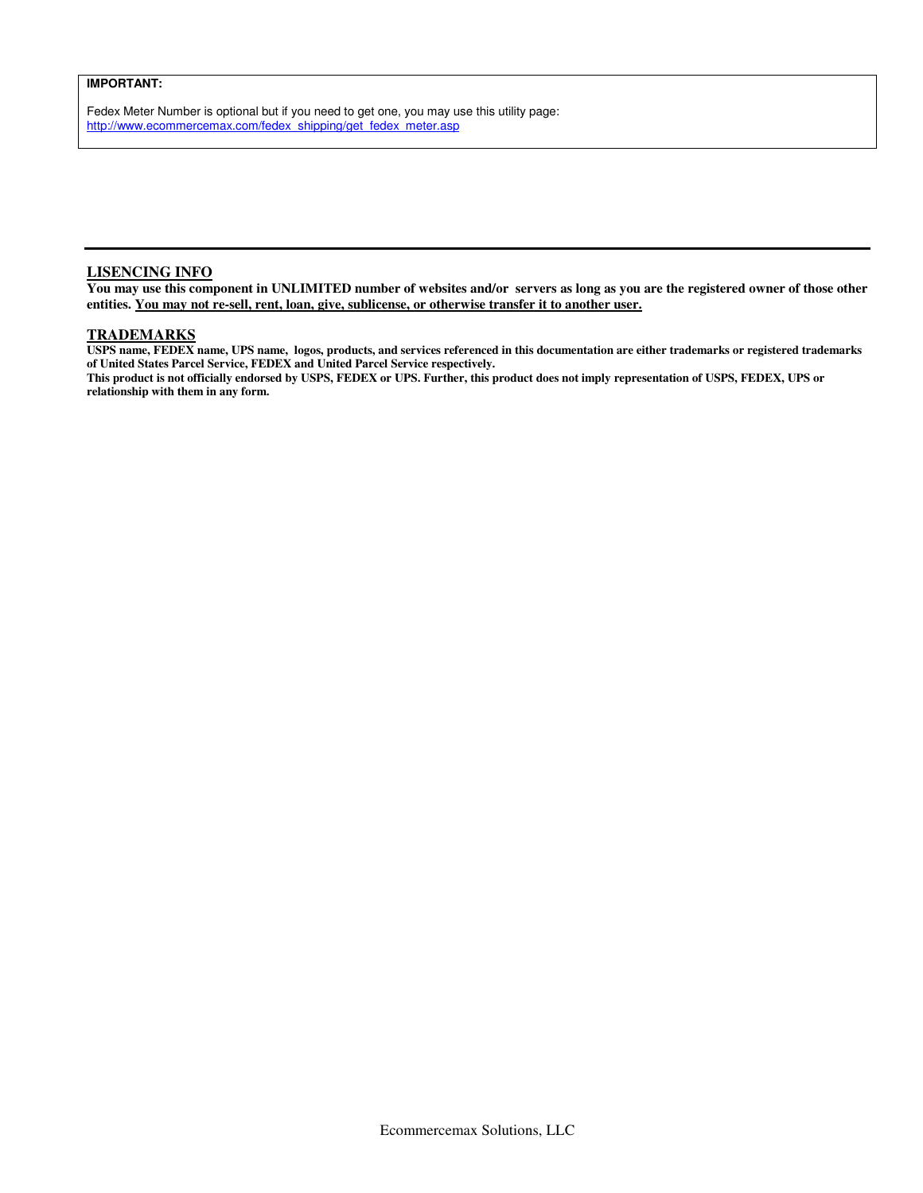**IMPORTANT:**

Fedex Meter Number is optional but if you need to get one, you may use this utility page:
http://www.ecommercemax.com/fedex_shipping/get_fedex_meter.asp

---

## LISENCING INFO

**You may use this component in UNLIMITED number of websites and/or servers as long as you are the registered owner of those other entities. You may not re-sell, rent, loan, give, sublicense, or otherwise transfer it to another user.**

## TRADEMARKS

**USPS name, FEDEX name, UPS name, logos, products, and services referenced in this documentation are either trademarks or registered trademarks of United States Parcel Service, FEDEX and United Parcel Service respectively.**
**This product is not officially endorsed by USPS, FEDEX or UPS. Further, this product does not imply representation of USPS, FEDEX, UPS or relationship with them in any form.**

Ecommercemax Solutions, LLC